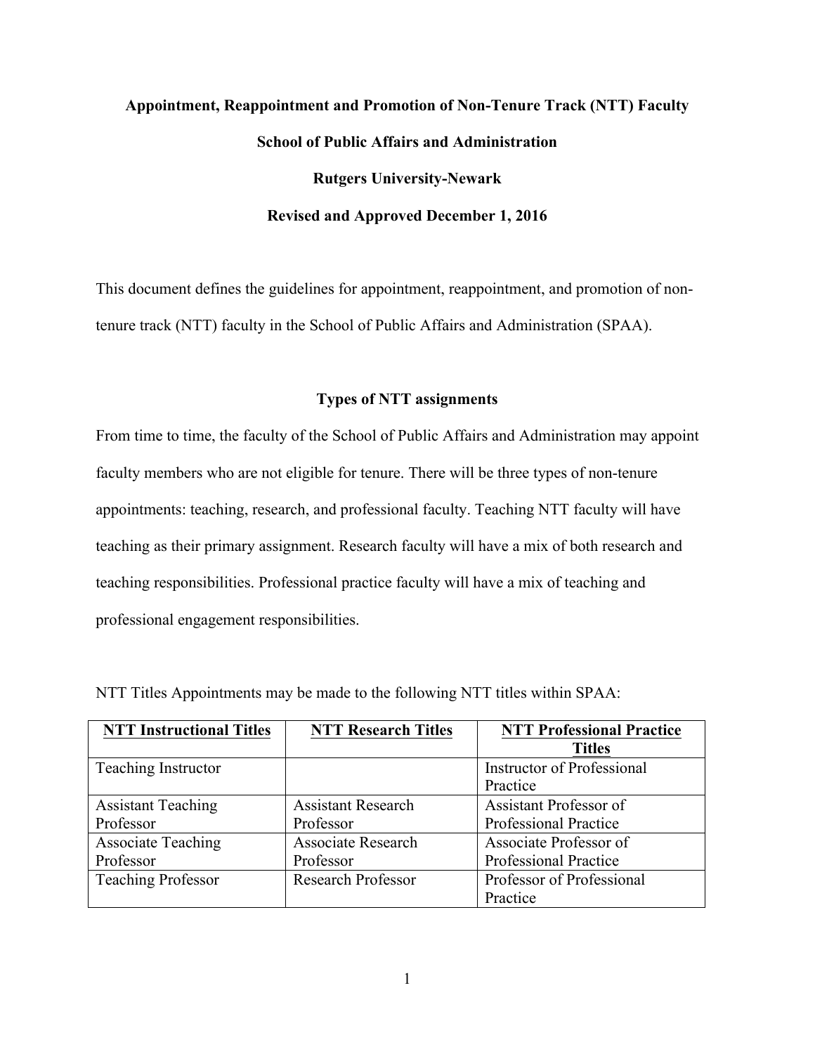# Appointment, Reappointment and Promotion of Non-Tenure Track (NTT) Faculty

## School of Public Affairs and Administration

## Rutgers University-Newark

## Revised and Approved December 1, 2016

This document defines the guidelines for appointment, reappointment, and promotion of non-tenure track (NTT) faculty in the School of Public Affairs and Administration (SPAA).

### Types of NTT assignments

From time to time, the faculty of the School of Public Affairs and Administration may appoint faculty members who are not eligible for tenure. There will be three types of non-tenure appointments: teaching, research, and professional faculty. Teaching NTT faculty will have teaching as their primary assignment. Research faculty will have a mix of both research and teaching responsibilities. Professional practice faculty will have a mix of teaching and professional engagement responsibilities.

NTT Titles Appointments may be made to the following NTT titles within SPAA:

| NTT Instructional Titles | NTT Research Titles | NTT Professional Practice Titles |
|---|---|---|
| Teaching Instructor | | Instructor of Professional Practice |
| Assistant Teaching Professor | Assistant Research Professor | Assistant Professor of Professional Practice |
| Associate Teaching Professor | Associate Research Professor | Associate Professor of Professional Practice |
| Teaching Professor | Research Professor | Professor of Professional Practice |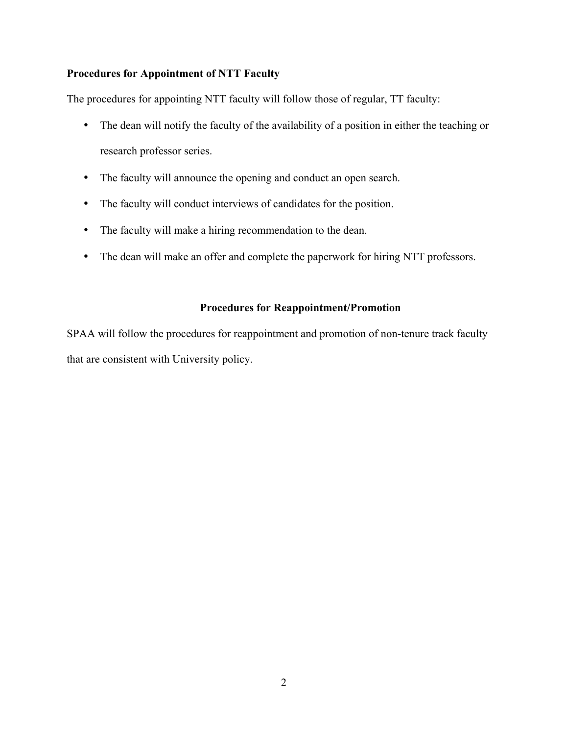**Procedures for Appointment of NTT Faculty**

The procedures for appointing NTT faculty will follow those of regular, TT faculty:

- The dean will notify the faculty of the availability of a position in either the teaching or research professor series.
- The faculty will announce the opening and conduct an open search.
- The faculty will conduct interviews of candidates for the position.
- The faculty will make a hiring recommendation to the dean.
- The dean will make an offer and complete the paperwork for hiring NTT professors.

## Procedures for Reappointment/Promotion

SPAA will follow the procedures for reappointment and promotion of non-tenure track faculty that are consistent with University policy.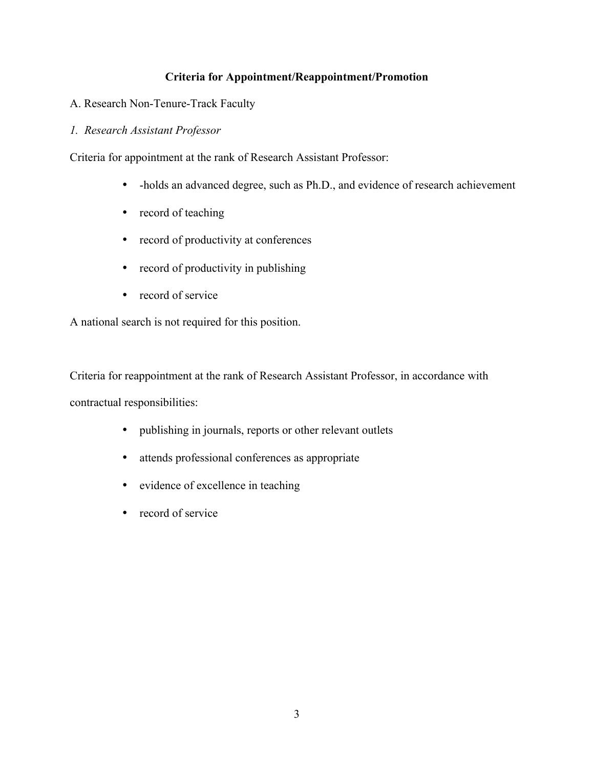## Criteria for Appointment/Reappointment/Promotion

A. Research Non-Tenure-Track Faculty

*1. Research Assistant Professor*

Criteria for appointment at the rank of Research Assistant Professor:

- -holds an advanced degree, such as Ph.D., and evidence of research achievement
- record of teaching
- record of productivity at conferences
- record of productivity in publishing
- record of service

A national search is not required for this position.

Criteria for reappointment at the rank of Research Assistant Professor, in accordance with contractual responsibilities:

- publishing in journals, reports or other relevant outlets
- attends professional conferences as appropriate
- evidence of excellence in teaching
- record of service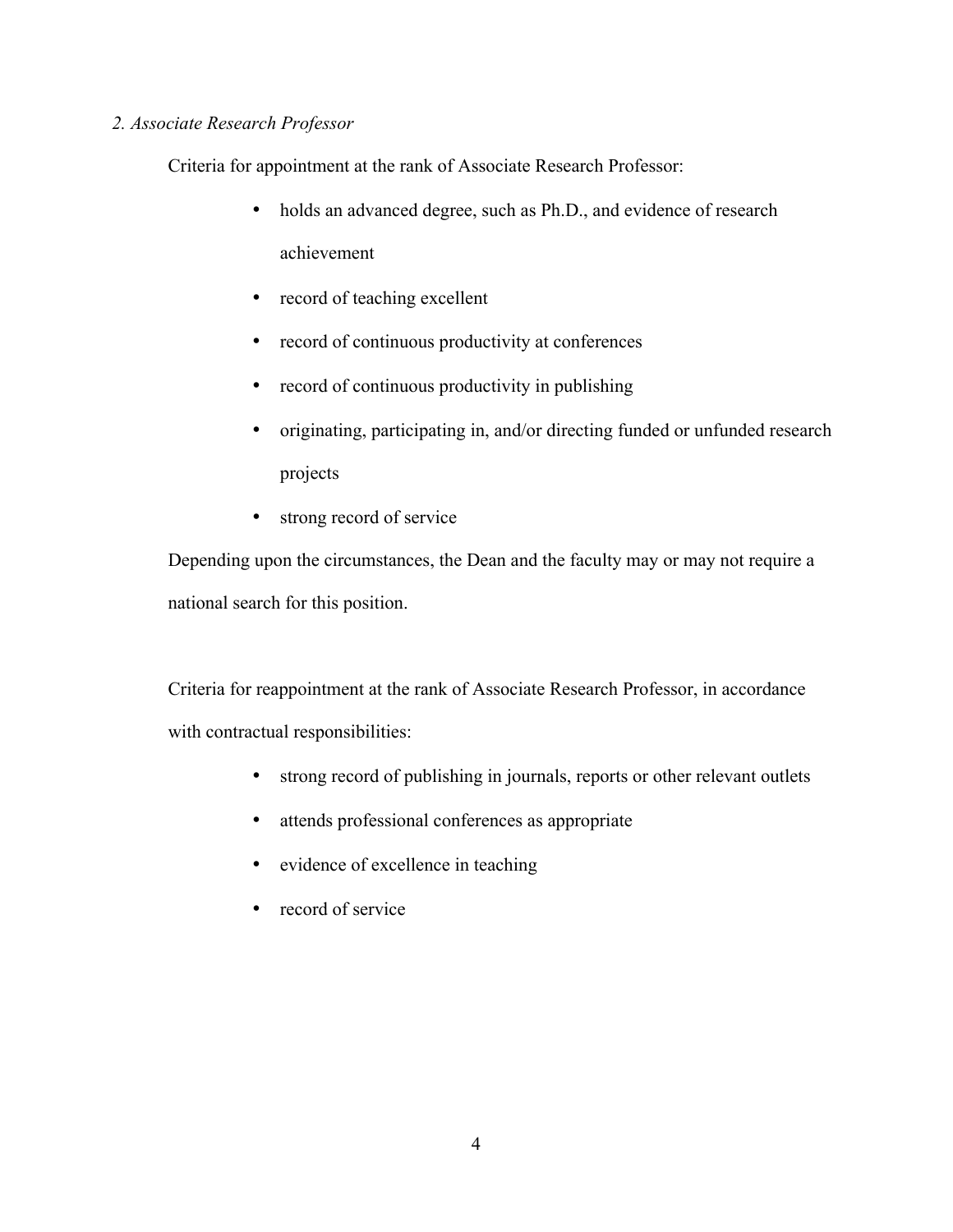*2. Associate Research Professor*

Criteria for appointment at the rank of Associate Research Professor:

- holds an advanced degree, such as Ph.D., and evidence of research achievement
- record of teaching excellent
- record of continuous productivity at conferences
- record of continuous productivity in publishing
- originating, participating in, and/or directing funded or unfunded research projects
- strong record of service

Depending upon the circumstances, the Dean and the faculty may or may not require a national search for this position.

Criteria for reappointment at the rank of Associate Research Professor, in accordance with contractual responsibilities:

- strong record of publishing in journals, reports or other relevant outlets
- attends professional conferences as appropriate
- evidence of excellence in teaching
- record of service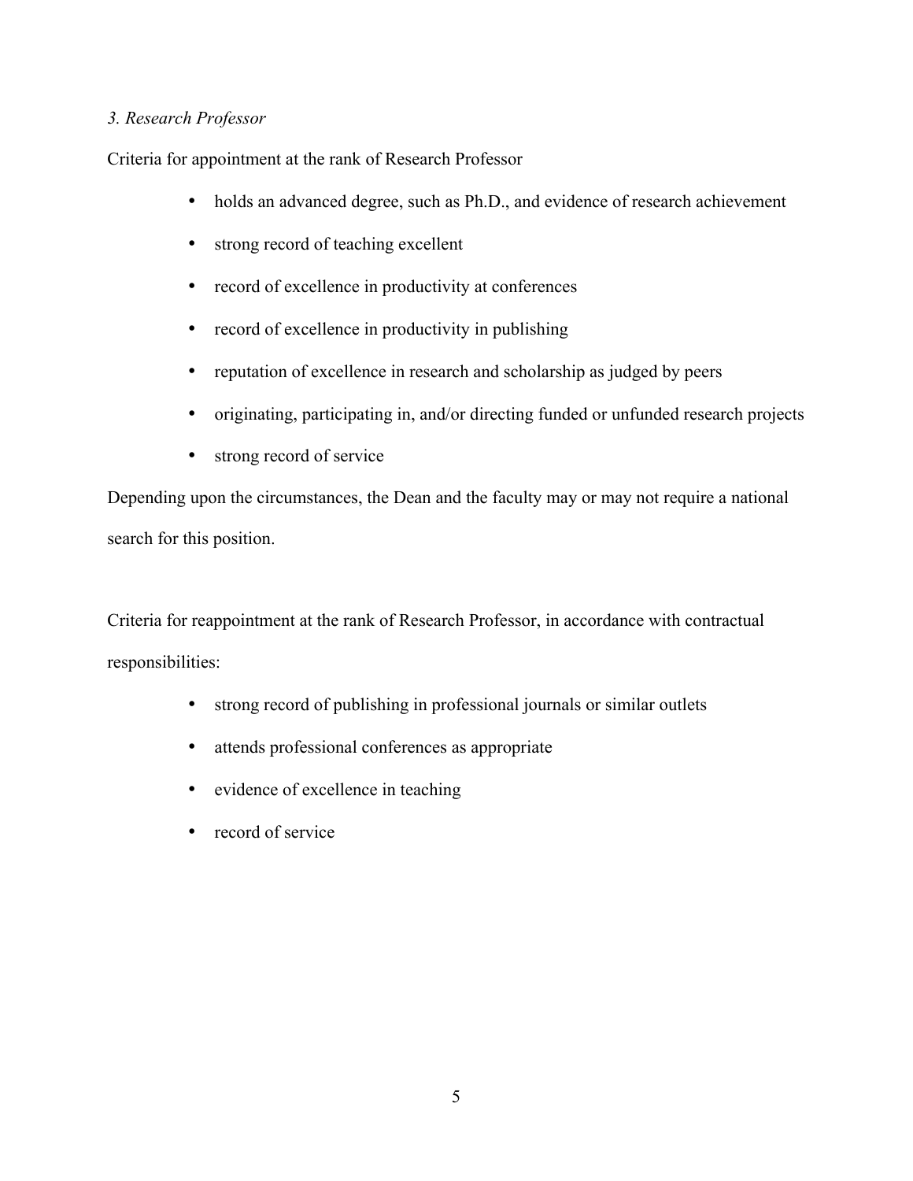*3. Research Professor*

Criteria for appointment at the rank of Research Professor

- holds an advanced degree, such as Ph.D., and evidence of research achievement
- strong record of teaching excellent
- record of excellence in productivity at conferences
- record of excellence in productivity in publishing
- reputation of excellence in research and scholarship as judged by peers
- originating, participating in, and/or directing funded or unfunded research projects
- strong record of service

Depending upon the circumstances, the Dean and the faculty may or may not require a national search for this position.

Criteria for reappointment at the rank of Research Professor, in accordance with contractual responsibilities:

- strong record of publishing in professional journals or similar outlets
- attends professional conferences as appropriate
- evidence of excellence in teaching
- record of service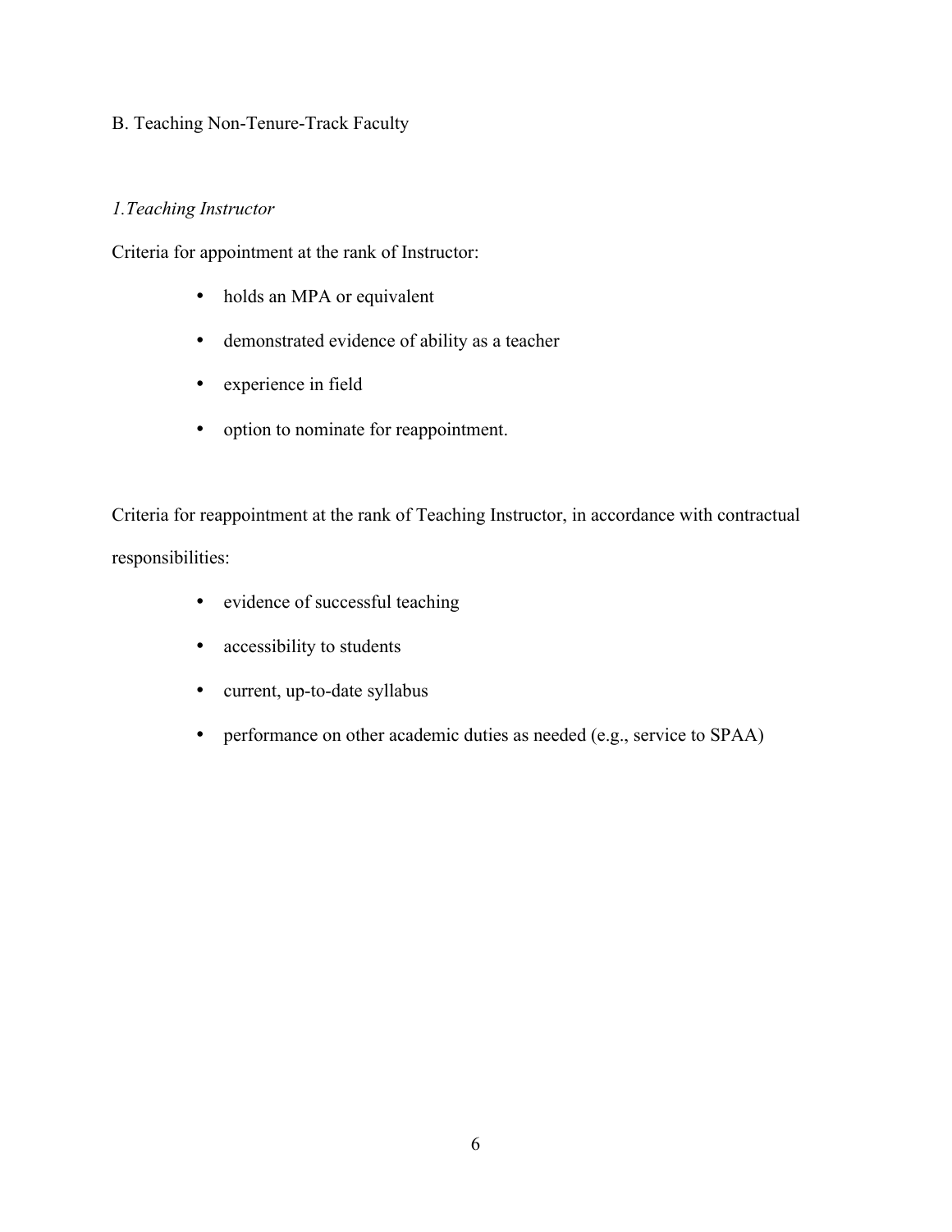## B. Teaching Non-Tenure-Track Faculty

### *1.Teaching Instructor*

Criteria for appointment at the rank of Instructor:

- holds an MPA or equivalent
- demonstrated evidence of ability as a teacher
- experience in field
- option to nominate for reappointment.

Criteria for reappointment at the rank of Teaching Instructor, in accordance with contractual responsibilities:

- evidence of successful teaching
- accessibility to students
- current, up-to-date syllabus
- performance on other academic duties as needed (e.g., service to SPAA)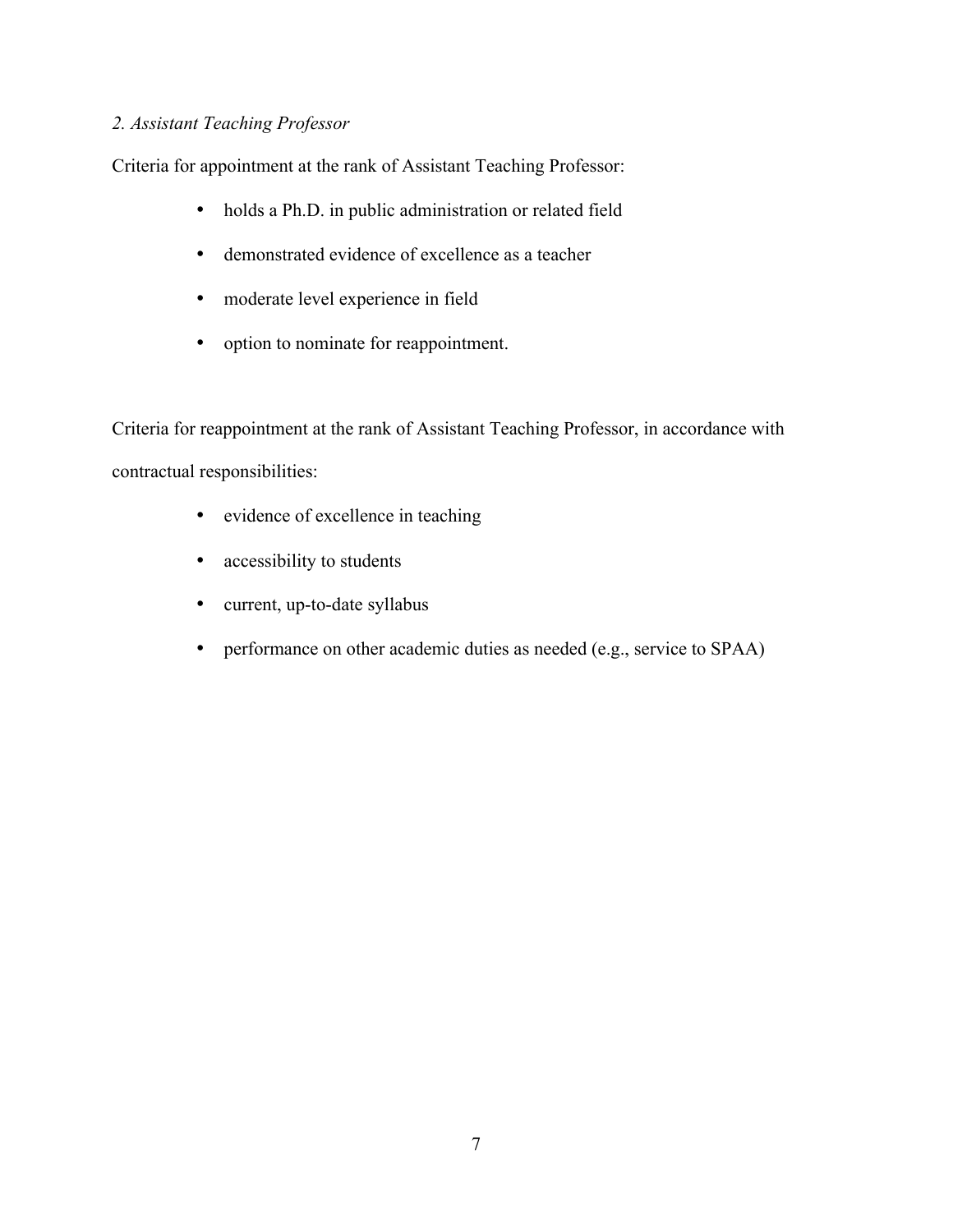*2. Assistant Teaching Professor*

Criteria for appointment at the rank of Assistant Teaching Professor:

- holds a Ph.D. in public administration or related field
- demonstrated evidence of excellence as a teacher
- moderate level experience in field
- option to nominate for reappointment.

Criteria for reappointment at the rank of Assistant Teaching Professor, in accordance with contractual responsibilities:

- evidence of excellence in teaching
- accessibility to students
- current, up-to-date syllabus
- performance on other academic duties as needed (e.g., service to SPAA)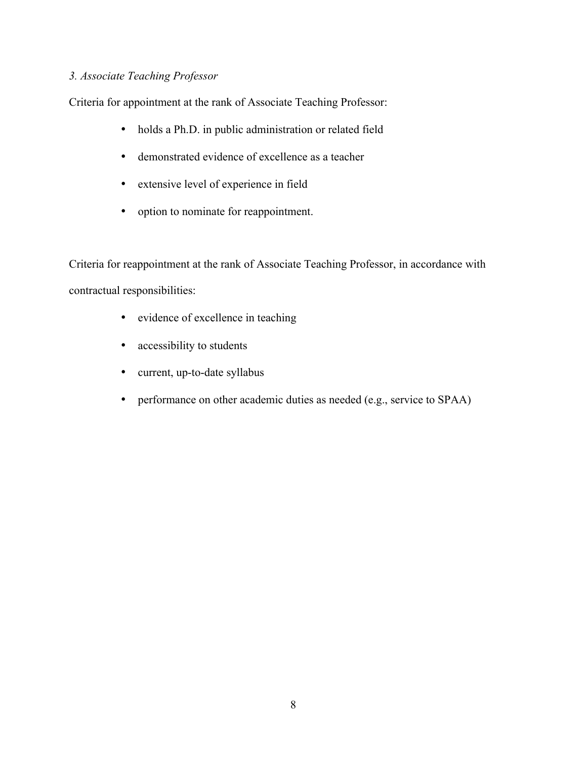### *3. Associate Teaching Professor*

Criteria for appointment at the rank of Associate Teaching Professor:

- holds a Ph.D. in public administration or related field
- demonstrated evidence of excellence as a teacher
- extensive level of experience in field
- option to nominate for reappointment.

Criteria for reappointment at the rank of Associate Teaching Professor, in accordance with contractual responsibilities:

- evidence of excellence in teaching
- accessibility to students
- current, up-to-date syllabus
- performance on other academic duties as needed (e.g., service to SPAA)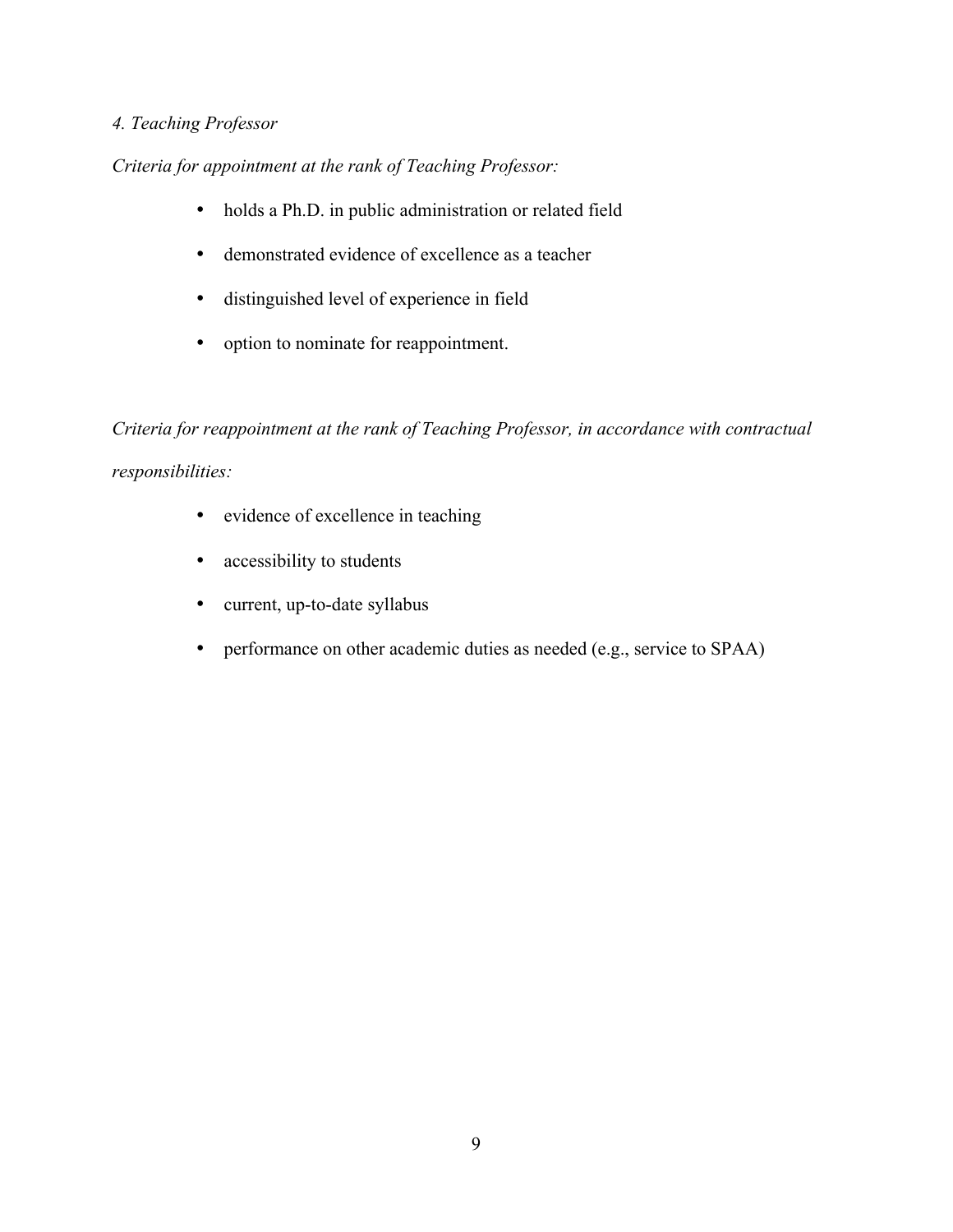*4. Teaching Professor*

*Criteria for appointment at the rank of Teaching Professor:*

- holds a Ph.D. in public administration or related field
- demonstrated evidence of excellence as a teacher
- distinguished level of experience in field
- option to nominate for reappointment.

*Criteria for reappointment at the rank of Teaching Professor, in accordance with contractual responsibilities:*

- evidence of excellence in teaching
- accessibility to students
- current, up-to-date syllabus
- performance on other academic duties as needed (e.g., service to SPAA)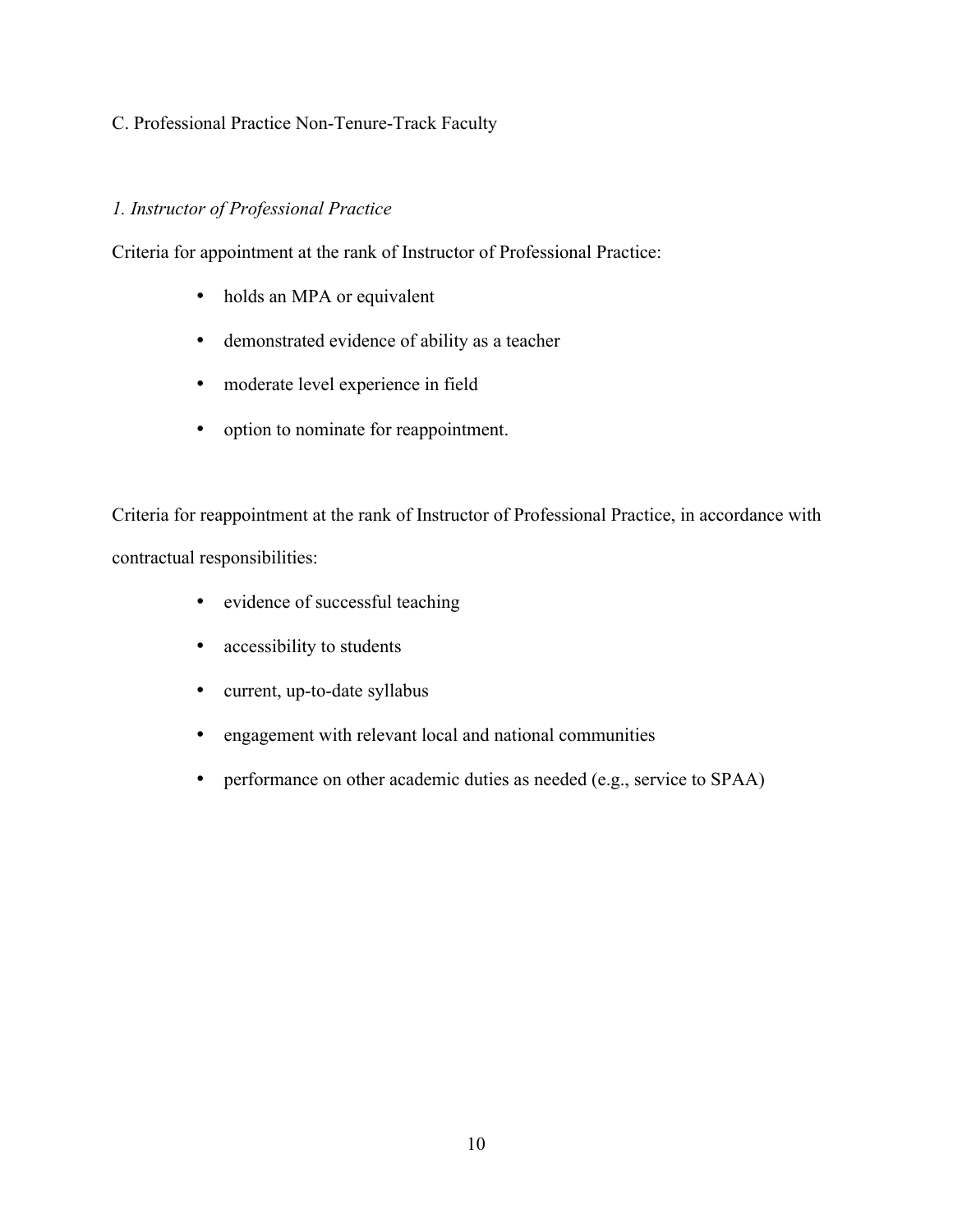## C. Professional Practice Non-Tenure-Track Faculty

### *1. Instructor of Professional Practice*

Criteria for appointment at the rank of Instructor of Professional Practice:

- holds an MPA or equivalent
- demonstrated evidence of ability as a teacher
- moderate level experience in field
- option to nominate for reappointment.

Criteria for reappointment at the rank of Instructor of Professional Practice, in accordance with contractual responsibilities:

- evidence of successful teaching
- accessibility to students
- current, up-to-date syllabus
- engagement with relevant local and national communities
- performance on other academic duties as needed (e.g., service to SPAA)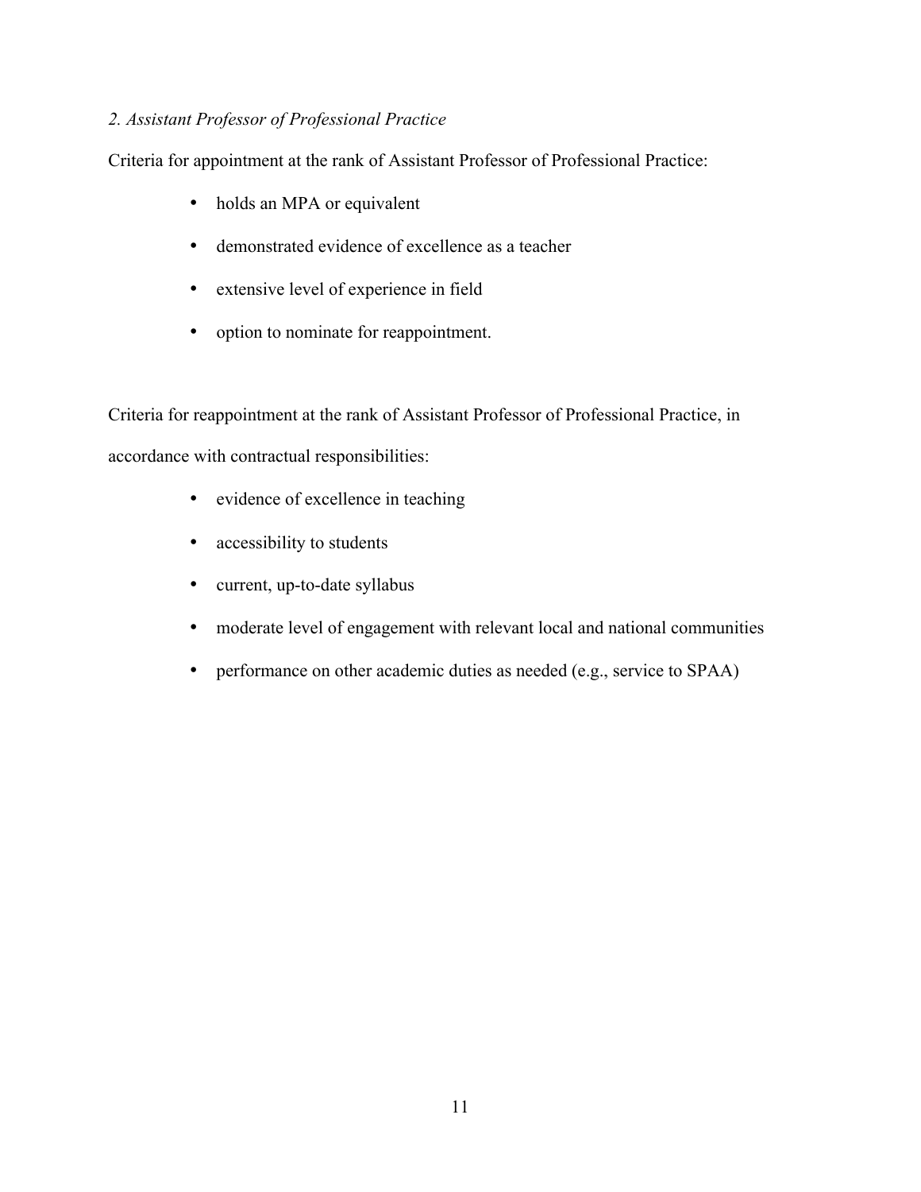*2. Assistant Professor of Professional Practice*

Criteria for appointment at the rank of Assistant Professor of Professional Practice:

- holds an MPA or equivalent
- demonstrated evidence of excellence as a teacher
- extensive level of experience in field
- option to nominate for reappointment.

Criteria for reappointment at the rank of Assistant Professor of Professional Practice, in accordance with contractual responsibilities:

- evidence of excellence in teaching
- accessibility to students
- current, up-to-date syllabus
- moderate level of engagement with relevant local and national communities
- performance on other academic duties as needed (e.g., service to SPAA)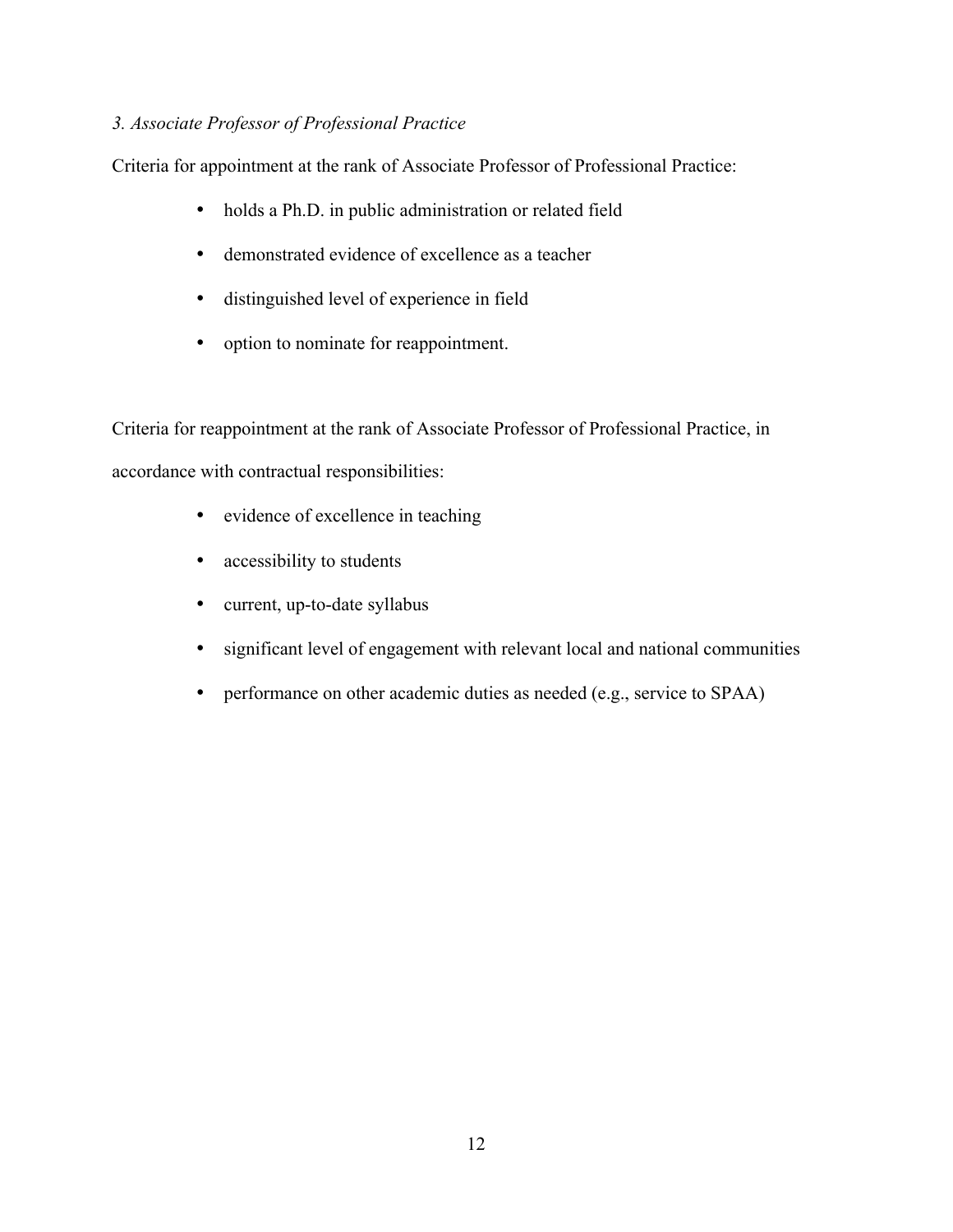*3. Associate Professor of Professional Practice*

Criteria for appointment at the rank of Associate Professor of Professional Practice:

- holds a Ph.D. in public administration or related field
- demonstrated evidence of excellence as a teacher
- distinguished level of experience in field
- option to nominate for reappointment.

Criteria for reappointment at the rank of Associate Professor of Professional Practice, in accordance with contractual responsibilities:

- evidence of excellence in teaching
- accessibility to students
- current, up-to-date syllabus
- significant level of engagement with relevant local and national communities
- performance on other academic duties as needed (e.g., service to SPAA)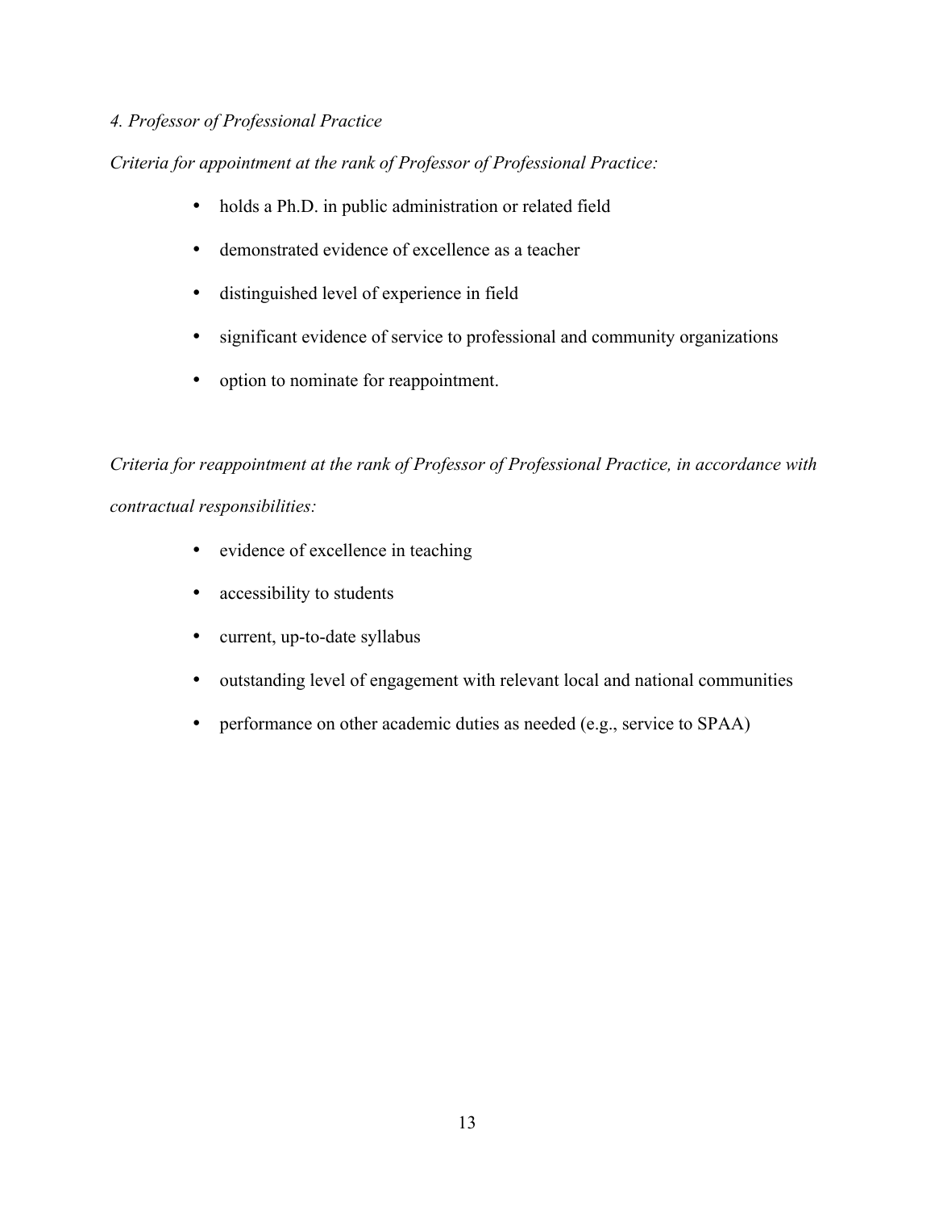*4. Professor of Professional Practice*

*Criteria for appointment at the rank of Professor of Professional Practice:*

- holds a Ph.D. in public administration or related field
- demonstrated evidence of excellence as a teacher
- distinguished level of experience in field
- significant evidence of service to professional and community organizations
- option to nominate for reappointment.

*Criteria for reappointment at the rank of Professor of Professional Practice, in accordance with contractual responsibilities:*

- evidence of excellence in teaching
- accessibility to students
- current, up-to-date syllabus
- outstanding level of engagement with relevant local and national communities
- performance on other academic duties as needed (e.g., service to SPAA)